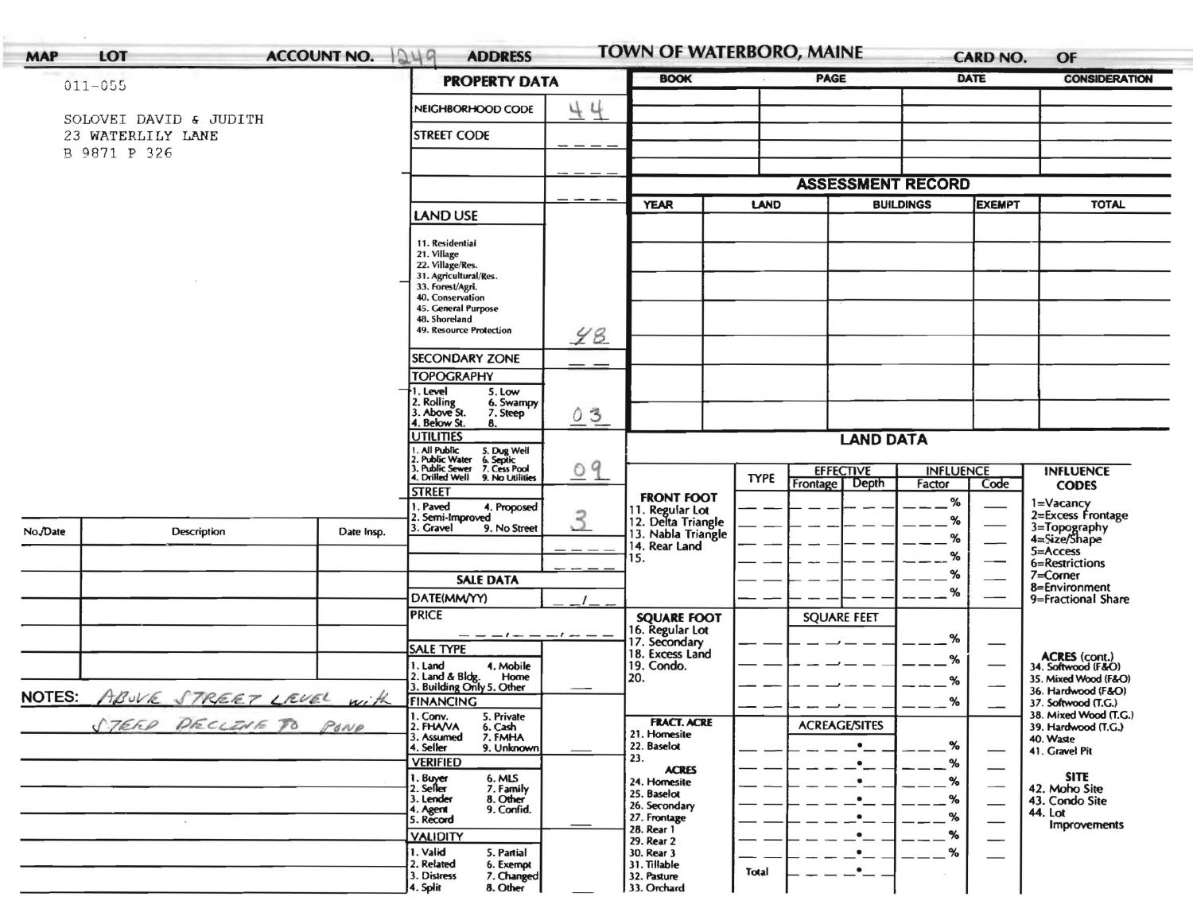# TOWN OF WATERBORO, MAINE

**MAP** | **LOT** | **ACCOUNT NO.** 1249 | **ADDRESS** | **CARD NO.** | **OF**

011-055

SOLOVEI DAVID & JUDITH
23 WATERLILY LANE
B 9871 P 326

## PROPERTY DATA

| Field | Value |
|---|---|
| NEIGHBORHOOD CODE | 44 |
| STREET CODE | ---- |
| | ---- |
| | ---- |
| LAND USE (11. Residential, 21. Village, 22. Village/Res., 31. Agricultural/Res., 33. Forest/Agri., 40. Conservation, 45. General Purpose, 48. Shoreland, 49. Resource Protection) | 48 |
| SECONDARY ZONE | -- -- |
| TOPOGRAPHY (1. Level, 2. Rolling, 3. Above St., 4. Below St., 5. Low, 6. Swampy, 7. Steep, 8.) | 03 |
| UTILITIES (1. All Public, 2. Public Water, 3. Public Sewer, 4. Drilled Well, 5. Dug Well, 6. Septic, 7. Cess Pool, 9. No Utilities) | 09 |
| STREET (1. Paved, 2. Semi-Improved, 3. Gravel, 4. Proposed, 9. No Street) | 3 |

## SALE DATA

| Field | Value |
|---|---|
| DATE(MM/YY) | __/__ |
| PRICE | ---/---/--- |
| SALE TYPE (1. Land, 2. Land & Bldg., 3. Building Only, 4. Mobile Home, 5. Other) | |
| FINANCING (1. Conv., 2. FHA/VA, 3. Assumed, 4. Seller, 5. Private, 6. Cash, 7. FMHA, 9. Unknown) | |
| VERIFIED (1. Buyer, 2. Seller, 3. Lender, 4. Agent, 5. Record, 6. MLS, 7. Family, 8. Other, 9. Confid.) | |
| VALIDITY (1. Valid, 2. Related, 3. Distress, 4. Split, 5. Partial, 6. Exempt, 7. Changed, 8. Other) | |

| BOOK | PAGE | DATE | CONSIDERATION |
|---|---|---|---|
| | | | |

## ASSESSMENT RECORD

| YEAR | LAND | BUILDINGS | EXEMPT | TOTAL |
|---|---|---|---|---|
| | | | | |

## LAND DATA

| | TYPE | EFFECTIVE Frontage | EFFECTIVE Depth | INFLUENCE Factor | INFLUENCE Code |
|---|---|---|---|---|---|
| FRONT FOOT (11. Regular Lot, 12. Delta Triangle, 13. Nabla Triangle, 14. Rear Land, 15.) | | | | % | |
| SQUARE FOOT (16. Regular Lot, 17. Secondary, 18. Excess Land, 19. Condo., 20.) | | SQUARE FEET | | % | |
| FRACT. ACRE (21. Homesite, 22. Baselot, 23.) | | ACREAGE/SITES | | % | |
| ACRES (24. Homesite, 25. Baselot, 26. Secondary, 27. Frontage, 28. Rear 1, 29. Rear 2, 30. Rear 3, 31. Tillable, 32. Pasture, 33. Orchard) | | | | % | |
| | Total | | | | |

**INFLUENCE CODES**
1=Vacancy
2=Excess Frontage
3=Topography
4=Size/Shape
5=Access
6=Restrictions
7=Corner
8=Environment
9=Fractional Share

**ACRES (cont.)**
34. Softwood (F&O)
35. Mixed Wood (F&O)
36. Hardwood (F&O)
37. Softwood (T.G.)
38. Mixed Wood (T.G.)
39. Hardwood (T.G.)
40. Waste
41. Gravel Pit

**SITE**
42. Moho Site
43. Condo Site
44. Lot Improvements

| No./Date | Description | Date Insp. |
|---|---|---|
| | | |

**NOTES:** ABOVE STREET LEVEL with STEEP DECLINE TO POND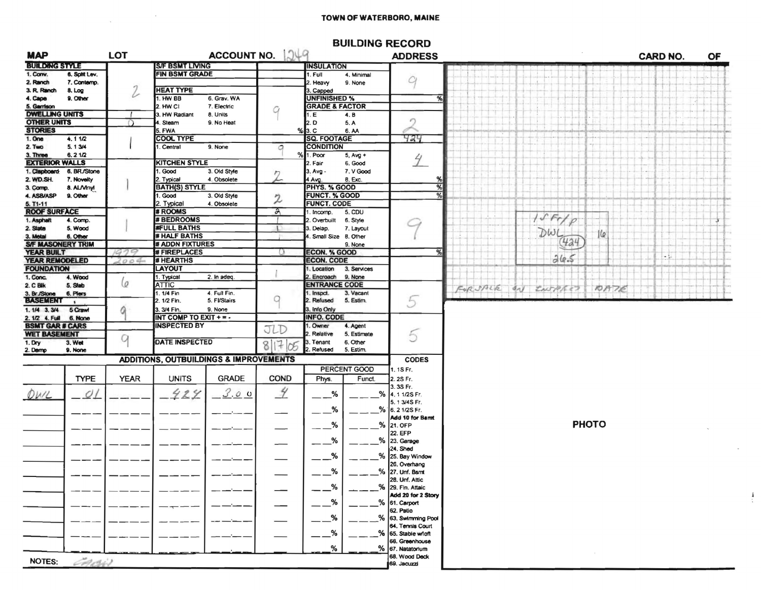**TOWN OF WATERBORO, MAINE**

## BUILDING RECORD

**MAP** | **LOT** | **ACCOUNT NO.** 1249 | **ADDRESS** | **CARD NO.** | **OF**

| Field | Value |
|---|---|
| **BUILDING STYLE** (1. Conv. 2. Ranch 3. R. Ranch 4. Cape 5. Garrison 6. Split Lev. 7. Contemp. 8. Log 9. Other) | 2 |
| **DWELLING UNITS** | 1 |
| **OTHER UNITS** | 0 |
| **STORIES** (1. One 2. Two 3. Three 4. 1 1/2 5. 1 3/4 6. 2 1/2) | 1 |
| **EXTERIOR WALLS** (1. Clapboard 2. WD.SH. 3. Comp. 4. ASB/ASP 5. T1-11 6. BR./Stone 7. Novelty 8. AL/Vinyl 9. Other) | 1 |
| **ROOF SURFACE** (1. Asphalt 2. Slate 3. Metal 4. Comp. 5. Wood 6. Other) | 1 |
| **S/F MASONERY TRIM** | |
| **YEAR BUILT** | 1979 |
| **YEAR REMODELED** | 2004 |
| **FOUNDATION** (1. Conc. 2. C Blk 3. Br./Stone 4. Wood 5. Slab 6. Piers) | 6 |
| **BASEMENT** (1. 1/4 2. 1/2 3. 3/4 4. Full 5 Crawl 6. None) | 9 |
| **BSMT GAR # CARS** | |
| **WET BASEMENT** (1. Dry 2. Damp 3. Wet 9. None) | 9 |

| Field | Value |
|---|---|
| **S/F BSMT LIVING** | |
| **FIN BSMT GRADE** | |
| **HEAT TYPE** (1. HW BB 2. HW CI 3. HW Radiant 4. Steam 5. FWA 6. Grav. WA 7. Electric 8. Units 9. No Heat) | 9 |
| **COOL TYPE** (1. Central 9. None) | 9 |
| **KITCHEN STYLE** (1. Good 2. Typical 3. Old Style 4. Obsolete) | 2 |
| **BATH(S) STYLE** (1. Good 2. Typical 3. Old Style 4. Obsolete) | 2 |
| **# ROOMS** | 2 |
| **# BEDROOMS** | 1 |
| **#FULL BATHS** | 1 |
| **# HALF BATHS** | |
| **# ADDN FIXTURES** | |
| **# FIREPLACES** | 0 |
| **# HEARTHS** | |
| **LAYOUT** (1. Typical 2. In adeq.) | 1 |
| **ATTIC** (1. 1/4 Fin 2. 1/2 Fin. 3. 3/4 Fin. 4. Full Fin. 5. Fl/Stairs 9. None) | 9 |
| **INT COMP TO EXIT + = -** | |
| **INSPECTED BY** | JLD |
| **DATE INSPECTED** | 8/17/05 |

| Field | Value |
|---|---|
| **INSULATION** (1. Full 2. Heavy 3. Capped 4. Minimal 9. None) | 9 |
| **UNFINISHED %** | % |
| **GRADE & FACTOR** (1. E 2. D 3. C 4. B 5. A 6. AA) | 2 |
| **SQ. FOOTAGE** | 424 |
| **CONDITION** (1. Poor 2. Fair 3. Avg - 4 Avg. 5. Avg + 6. Good 7. V Good 8. Exc.) | 4 |
| **PHYS. % GOOD** | % |
| **FUNCT. % GOOD** | % |
| **FUNCT. CODE** (1. Incomp. 2. Overbuilt 3. Delap. 4. Small Size 5. CDU 6. Style 7. Layout 8. Other 9. None) | 9 |
| **ECON. % GOOD** | % |
| **ECON. CODE** (1. Location 2. Encroach 3. Services 9. None) | |
| **ENTRANCE CODE** (1. Inspct. 2. Refused 3. Info Only 3. Vacant 5. Estim.) | 5 |
| **INFO. CODE** (1. Owner 2. Relative 3. Tenant 2. Refused 4. Agent 5. Estimate 6. Other 5. Estim.) | 5 |

Sketch: 1SFr/p DWL (424) 16 × 26.5

FOR SALE ON ENTRY DATE

### ADDITIONS, OUTBUILDINGS & IMPROVEMENTS

| | TYPE | YEAR | UNITS | GRADE | COND | PERCENT GOOD Phys. | Funct. |
|---|---|---|---|---|---|---|---|
| DWL | 01 | | 424 | 3.00 | 4 | % | % |
| | | | | | | % | % |
| | | | | | | % | % |
| | | | | | | % | % |
| | | | | | | % | % |
| | | | | | | % | % |
| | | | | | | % | % |
| | | | | | | % | % |
| | | | | | | % | % |
| | | | | | | % | % |
| | | | | | | % | % |

**CODES**
1. 1S Fr.
2. 2S Fr.
3. 3S Fr.
4. 1 1/2S Fr.
5. 1 3/4S Fr.
6. 2 1/2S Fr.

Add 10 for Bsmt

21. OFP
22. EFP
23. Garage
24. Shed
25. Bay Window
26. Overhang
27. Unf. Bsmt
28. Unf. Attic
29. Fin. Attaic

Add 20 for 2 Story

61. Carport
62. Patio
63. Swimming Pool
64. Tennis Court
65. Stable w/loft
66. Greenhouse
67. Natatorium
68. Wood Deck
69. Jacuzzi

**PHOTO**

**NOTES:** Cabin